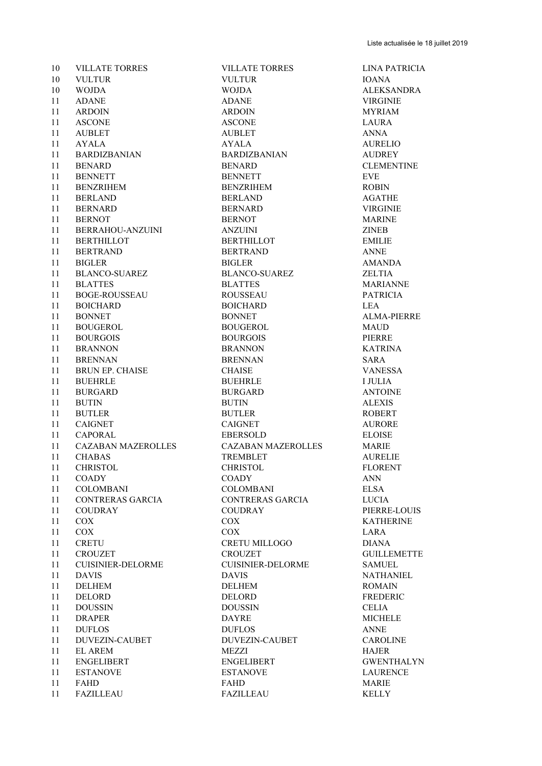Liste actualisée le 18 juillet 2019

| | | | |
|---|---|---|---|
| 10 | VILLATE TORRES | VILLATE TORRES | LINA PATRICIA |
| 10 | VULTUR | VULTUR | IOANA |
| 10 | WOJDA | WOJDA | ALEKSANDRA |
| 11 | ADANE | ADANE | VIRGINIE |
| 11 | ARDOIN | ARDOIN | MYRIAM |
| 11 | ASCONE | ASCONE | LAURA |
| 11 | AUBLET | AUBLET | ANNA |
| 11 | AYALA | AYALA | AURELIO |
| 11 | BARDIZBANIAN | BARDIZBANIAN | AUDREY |
| 11 | BENARD | BENARD | CLEMENTINE |
| 11 | BENNETT | BENNETT | EVE |
| 11 | BENZRIHEM | BENZRIHEM | ROBIN |
| 11 | BERLAND | BERLAND | AGATHE |
| 11 | BERNARD | BERNARD | VIRGINIE |
| 11 | BERNOT | BERNOT | MARINE |
| 11 | BERRAHOU-ANZUINI | ANZUINI | ZINEB |
| 11 | BERTHILLOT | BERTHILLOT | EMILIE |
| 11 | BERTRAND | BERTRAND | ANNE |
| 11 | BIGLER | BIGLER | AMANDA |
| 11 | BLANCO-SUAREZ | BLANCO-SUAREZ | ZELTIA |
| 11 | BLATTES | BLATTES | MARIANNE |
| 11 | BOGE-ROUSSEAU | ROUSSEAU | PATRICIA |
| 11 | BOICHARD | BOICHARD | LEA |
| 11 | BONNET | BONNET | ALMA-PIERRE |
| 11 | BOUGEROL | BOUGEROL | MAUD |
| 11 | BOURGOIS | BOURGOIS | PIERRE |
| 11 | BRANNON | BRANNON | KATRINA |
| 11 | BRENNAN | BRENNAN | SARA |
| 11 | BRUN EP. CHAISE | CHAISE | VANESSA |
| 11 | BUEHRLE | BUEHRLE | I JULIA |
| 11 | BURGARD | BURGARD | ANTOINE |
| 11 | BUTIN | BUTIN | ALEXIS |
| 11 | BUTLER | BUTLER | ROBERT |
| 11 | CAIGNET | CAIGNET | AURORE |
| 11 | CAPORAL | EBERSOLD | ELOISE |
| 11 | CAZABAN MAZEROLLES | CAZABAN MAZEROLLES | MARIE |
| 11 | CHABAS | TREMBLET | AURELIE |
| 11 | CHRISTOL | CHRISTOL | FLORENT |
| 11 | COADY | COADY | ANN |
| 11 | COLOMBANI | COLOMBANI | ELSA |
| 11 | CONTRERAS GARCIA | CONTRERAS GARCIA | LUCIA |
| 11 | COUDRAY | COUDRAY | PIERRE-LOUIS |
| 11 | COX | COX | KATHERINE |
| 11 | COX | COX | LARA |
| 11 | CRETU | CRETU MILLOGO | DIANA |
| 11 | CROUZET | CROUZET | GUILLEMETTE |
| 11 | CUISINIER-DELORME | CUISINIER-DELORME | SAMUEL |
| 11 | DAVIS | DAVIS | NATHANIEL |
| 11 | DELHEM | DELHEM | ROMAIN |
| 11 | DELORD | DELORD | FREDERIC |
| 11 | DOUSSIN | DOUSSIN | CELIA |
| 11 | DRAPER | DAYRE | MICHELE |
| 11 | DUFLOS | DUFLOS | ANNE |
| 11 | DUVEZIN-CAUBET | DUVEZIN-CAUBET | CAROLINE |
| 11 | EL AREM | MEZZI | HAJER |
| 11 | ENGELIBERT | ENGELIBERT | GWENTHALYN |
| 11 | ESTANOVE | ESTANOVE | LAURENCE |
| 11 | FAHD | FAHD | MARIE |
| 11 | FAZILLEAU | FAZILLEAU | KELLY |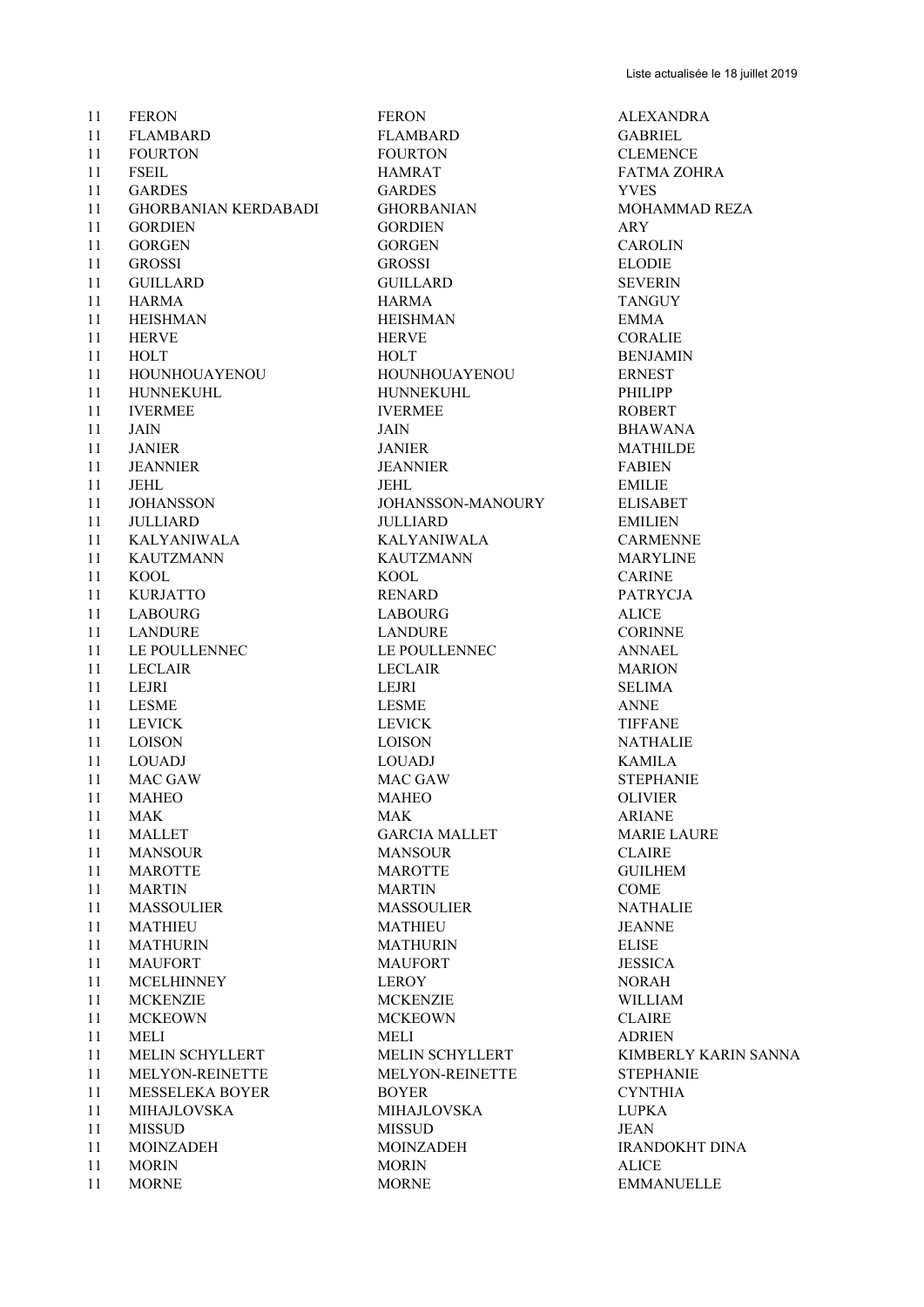Liste actualisée le 18 juillet 2019

| | | | |
|---|---|---|---|
| 11 | FERON | FERON | ALEXANDRA |
| 11 | FLAMBARD | FLAMBARD | GABRIEL |
| 11 | FOURTON | FOURTON | CLEMENCE |
| 11 | FSEIL | HAMRAT | FATMA ZOHRA |
| 11 | GARDES | GARDES | YVES |
| 11 | GHORBANIAN KERDABADI | GHORBANIAN | MOHAMMAD REZA |
| 11 | GORDIEN | GORDIEN | ARY |
| 11 | GORGEN | GORGEN | CAROLIN |
| 11 | GROSSI | GROSSI | ELODIE |
| 11 | GUILLARD | GUILLARD | SEVERIN |
| 11 | HARMA | HARMA | TANGUY |
| 11 | HEISHMAN | HEISHMAN | EMMA |
| 11 | HERVE | HERVE | CORALIE |
| 11 | HOLT | HOLT | BENJAMIN |
| 11 | HOUNHOUAYENOU | HOUNHOUAYENOU | ERNEST |
| 11 | HUNNEKUHL | HUNNEKUHL | PHILIPP |
| 11 | IVERMEE | IVERMEE | ROBERT |
| 11 | JAIN | JAIN | BHAWANA |
| 11 | JANIER | JANIER | MATHILDE |
| 11 | JEANNIER | JEANNIER | FABIEN |
| 11 | JEHL | JEHL | EMILIE |
| 11 | JOHANSSON | JOHANSSON-MANOURY | ELISABET |
| 11 | JULLIARD | JULLIARD | EMILIEN |
| 11 | KALYANIWALA | KALYANIWALA | CARMENNE |
| 11 | KAUTZMANN | KAUTZMANN | MARYLINE |
| 11 | KOOL | KOOL | CARINE |
| 11 | KURJATTO | RENARD | PATRYCJA |
| 11 | LABOURG | LABOURG | ALICE |
| 11 | LANDURE | LANDURE | CORINNE |
| 11 | LE POULLENNEC | LE POULLENNEC | ANNAEL |
| 11 | LECLAIR | LECLAIR | MARION |
| 11 | LEJRI | LEJRI | SELIMA |
| 11 | LESME | LESME | ANNE |
| 11 | LEVICK | LEVICK | TIFFANE |
| 11 | LOISON | LOISON | NATHALIE |
| 11 | LOUADJ | LOUADJ | KAMILA |
| 11 | MAC GAW | MAC GAW | STEPHANIE |
| 11 | MAHEO | MAHEO | OLIVIER |
| 11 | MAK | MAK | ARIANE |
| 11 | MALLET | GARCIA MALLET | MARIE LAURE |
| 11 | MANSOUR | MANSOUR | CLAIRE |
| 11 | MAROTTE | MAROTTE | GUILHEM |
| 11 | MARTIN | MARTIN | COME |
| 11 | MASSOULIER | MASSOULIER | NATHALIE |
| 11 | MATHIEU | MATHIEU | JEANNE |
| 11 | MATHURIN | MATHURIN | ELISE |
| 11 | MAUFORT | MAUFORT | JESSICA |
| 11 | MCELHINNEY | LEROY | NORAH |
| 11 | MCKENZIE | MCKENZIE | WILLIAM |
| 11 | MCKEOWN | MCKEOWN | CLAIRE |
| 11 | MELI | MELI | ADRIEN |
| 11 | MELIN SCHYLLERT | MELIN SCHYLLERT | KIMBERLY KARIN SANNA |
| 11 | MELYON-REINETTE | MELYON-REINETTE | STEPHANIE |
| 11 | MESSELEKA BOYER | BOYER | CYNTHIA |
| 11 | MIHAJLOVSKA | MIHAJLOVSKA | LUPKA |
| 11 | MISSUD | MISSUD | JEAN |
| 11 | MOINZADEH | MOINZADEH | IRANDOKHT DINA |
| 11 | MORIN | MORIN | ALICE |
| 11 | MORNE | MORNE | EMMANUELLE |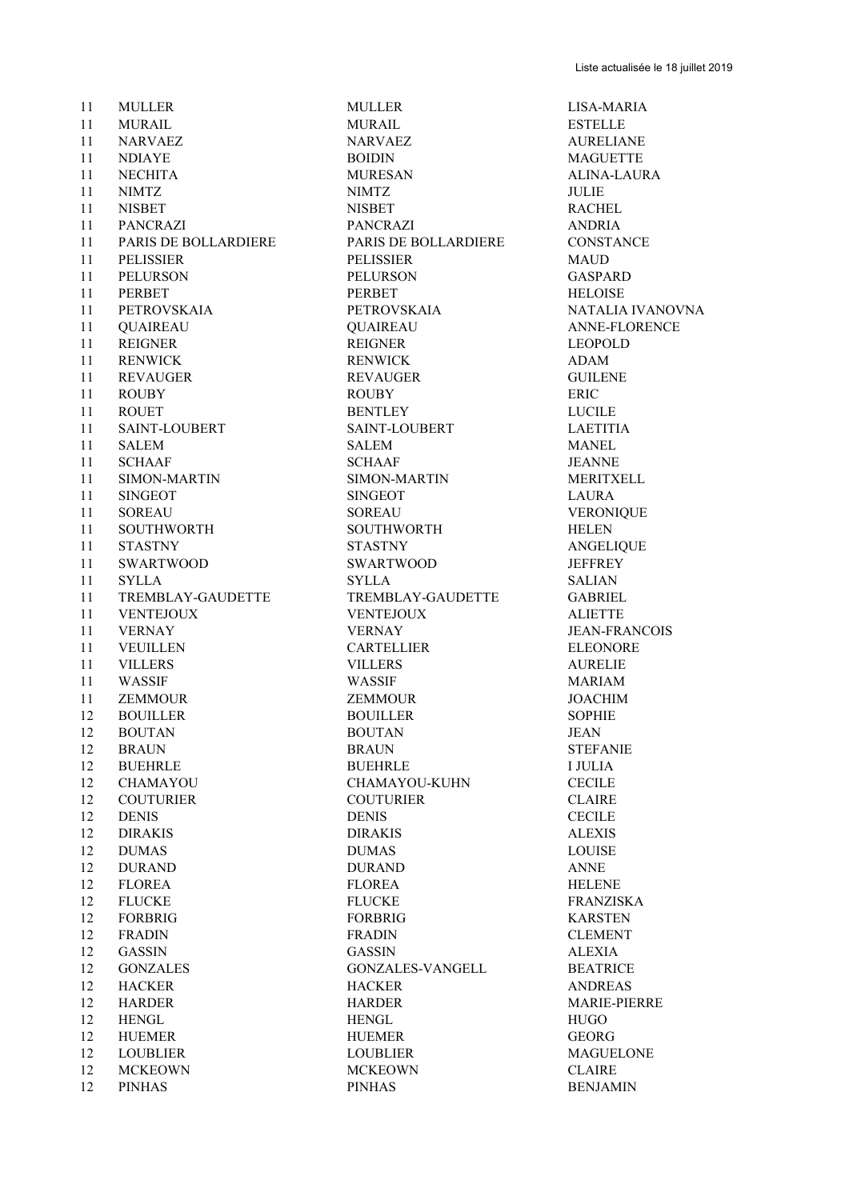Liste actualisée le 18 juillet 2019

| | | | |
|---|---|---|---|
| 11 | MULLER | MULLER | LISA-MARIA |
| 11 | MURAIL | MURAIL | ESTELLE |
| 11 | NARVAEZ | NARVAEZ | AURELIANE |
| 11 | NDIAYE | BOIDIN | MAGUETTE |
| 11 | NECHITA | MURESAN | ALINA-LAURA |
| 11 | NIMTZ | NIMTZ | JULIE |
| 11 | NISBET | NISBET | RACHEL |
| 11 | PANCRAZI | PANCRAZI | ANDRIA |
| 11 | PARIS DE BOLLARDIERE | PARIS DE BOLLARDIERE | CONSTANCE |
| 11 | PELISSIER | PELISSIER | MAUD |
| 11 | PELURSON | PELURSON | GASPARD |
| 11 | PERBET | PERBET | HELOISE |
| 11 | PETROVSKAIA | PETROVSKAIA | NATALIA IVANOVNA |
| 11 | QUAIREAU | QUAIREAU | ANNE-FLORENCE |
| 11 | REIGNER | REIGNER | LEOPOLD |
| 11 | RENWICK | RENWICK | ADAM |
| 11 | REVAUGER | REVAUGER | GUILENE |
| 11 | ROUBY | ROUBY | ERIC |
| 11 | ROUET | BENTLEY | LUCILE |
| 11 | SAINT-LOUBERT | SAINT-LOUBERT | LAETITIA |
| 11 | SALEM | SALEM | MANEL |
| 11 | SCHAAF | SCHAAF | JEANNE |
| 11 | SIMON-MARTIN | SIMON-MARTIN | MERITXELL |
| 11 | SINGEOT | SINGEOT | LAURA |
| 11 | SOREAU | SOREAU | VERONIQUE |
| 11 | SOUTHWORTH | SOUTHWORTH | HELEN |
| 11 | STASTNY | STASTNY | ANGELIQUE |
| 11 | SWARTWOOD | SWARTWOOD | JEFFREY |
| 11 | SYLLA | SYLLA | SALIAN |
| 11 | TREMBLAY-GAUDETTE | TREMBLAY-GAUDETTE | GABRIEL |
| 11 | VENTEJOUX | VENTEJOUX | ALIETTE |
| 11 | VERNAY | VERNAY | JEAN-FRANCOIS |
| 11 | VEUILLEN | CARTELLIER | ELEONORE |
| 11 | VILLERS | VILLERS | AURELIE |
| 11 | WASSIF | WASSIF | MARIAM |
| 11 | ZEMMOUR | ZEMMOUR | JOACHIM |
| 12 | BOUILLER | BOUILLER | SOPHIE |
| 12 | BOUTAN | BOUTAN | JEAN |
| 12 | BRAUN | BRAUN | STEFANIE |
| 12 | BUEHRLE | BUEHRLE | I JULIA |
| 12 | CHAMAYOU | CHAMAYOU-KUHN | CECILE |
| 12 | COUTURIER | COUTURIER | CLAIRE |
| 12 | DENIS | DENIS | CECILE |
| 12 | DIRAKIS | DIRAKIS | ALEXIS |
| 12 | DUMAS | DUMAS | LOUISE |
| 12 | DURAND | DURAND | ANNE |
| 12 | FLOREA | FLOREA | HELENE |
| 12 | FLUCKE | FLUCKE | FRANZISKA |
| 12 | FORBRIG | FORBRIG | KARSTEN |
| 12 | FRADIN | FRADIN | CLEMENT |
| 12 | GASSIN | GASSIN | ALEXIA |
| 12 | GONZALES | GONZALES-VANGELL | BEATRICE |
| 12 | HACKER | HACKER | ANDREAS |
| 12 | HARDER | HARDER | MARIE-PIERRE |
| 12 | HENGL | HENGL | HUGO |
| 12 | HUEMER | HUEMER | GEORG |
| 12 | LOUBLIER | LOUBLIER | MAGUELONE |
| 12 | MCKEOWN | MCKEOWN | CLAIRE |
| 12 | PINHAS | PINHAS | BENJAMIN |